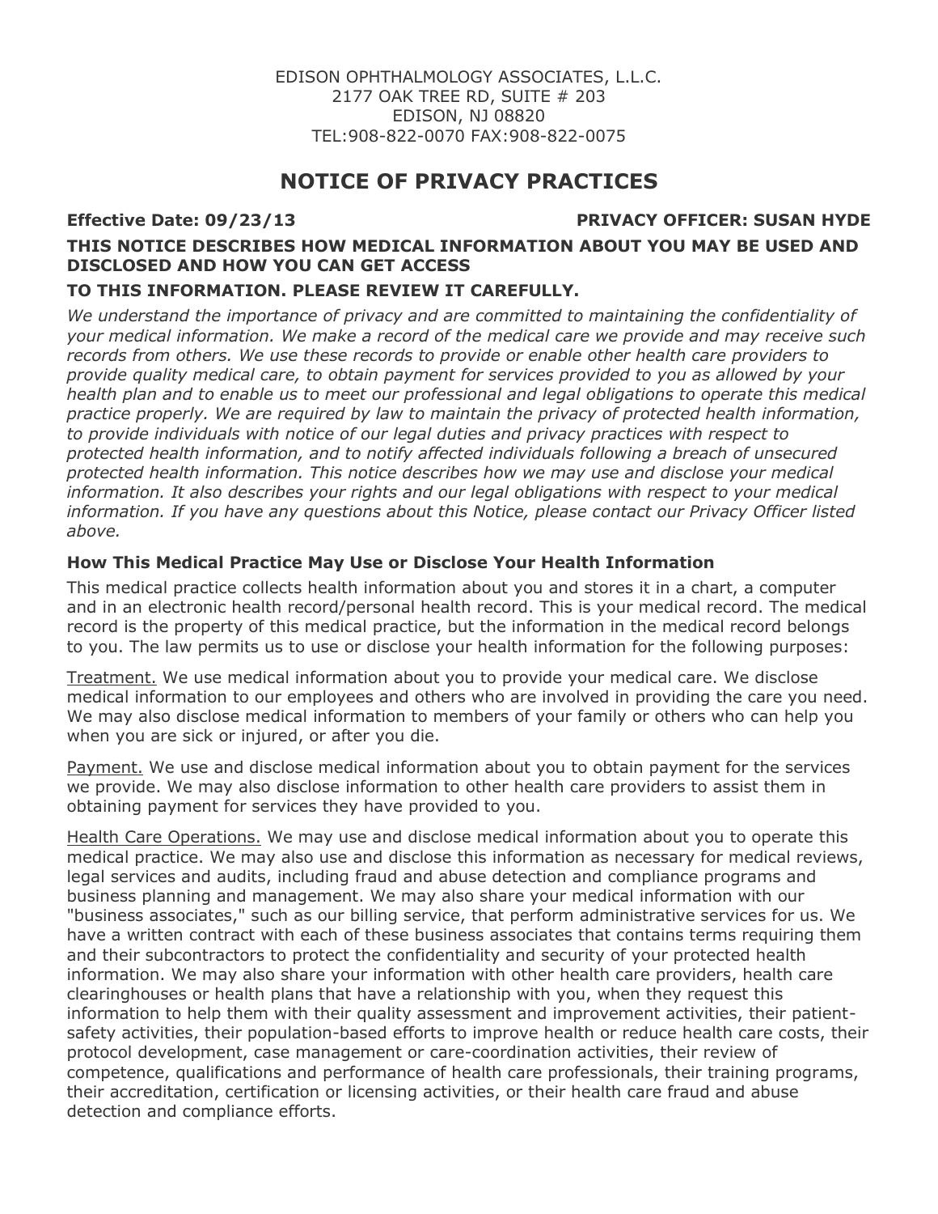EDISON OPHTHALMOLOGY ASSOCIATES, L.L.C.
2177 OAK TREE RD, SUITE # 203
EDISON, NJ 08820
TEL:908-822-0070 FAX:908-822-0075

# NOTICE OF PRIVACY PRACTICES

**Effective Date: 09/23/13** **PRIVACY OFFICER: SUSAN HYDE**

**THIS NOTICE DESCRIBES HOW MEDICAL INFORMATION ABOUT YOU MAY BE USED AND DISCLOSED AND HOW YOU CAN GET ACCESS TO THIS INFORMATION. PLEASE REVIEW IT CAREFULLY.**

*We understand the importance of privacy and are committed to maintaining the confidentiality of your medical information. We make a record of the medical care we provide and may receive such records from others. We use these records to provide or enable other health care providers to provide quality medical care, to obtain payment for services provided to you as allowed by your health plan and to enable us to meet our professional and legal obligations to operate this medical practice properly. We are required by law to maintain the privacy of protected health information, to provide individuals with notice of our legal duties and privacy practices with respect to protected health information, and to notify affected individuals following a breach of unsecured protected health information. This notice describes how we may use and disclose your medical information. It also describes your rights and our legal obligations with respect to your medical information. If you have any questions about this Notice, please contact our Privacy Officer listed above.*

### How This Medical Practice May Use or Disclose Your Health Information

This medical practice collects health information about you and stores it in a chart, a computer and in an electronic health record/personal health record. This is your medical record. The medical record is the property of this medical practice, but the information in the medical record belongs to you. The law permits us to use or disclose your health information for the following purposes:

Treatment. We use medical information about you to provide your medical care. We disclose medical information to our employees and others who are involved in providing the care you need. We may also disclose medical information to members of your family or others who can help you when you are sick or injured, or after you die.

Payment. We use and disclose medical information about you to obtain payment for the services we provide. We may also disclose information to other health care providers to assist them in obtaining payment for services they have provided to you.

Health Care Operations. We may use and disclose medical information about you to operate this medical practice. We may also use and disclose this information as necessary for medical reviews, legal services and audits, including fraud and abuse detection and compliance programs and business planning and management. We may also share your medical information with our "business associates," such as our billing service, that perform administrative services for us. We have a written contract with each of these business associates that contains terms requiring them and their subcontractors to protect the confidentiality and security of your protected health information. We may also share your information with other health care providers, health care clearinghouses or health plans that have a relationship with you, when they request this information to help them with their quality assessment and improvement activities, their patient-safety activities, their population-based efforts to improve health or reduce health care costs, their protocol development, case management or care-coordination activities, their review of competence, qualifications and performance of health care professionals, their training programs, their accreditation, certification or licensing activities, or their health care fraud and abuse detection and compliance efforts.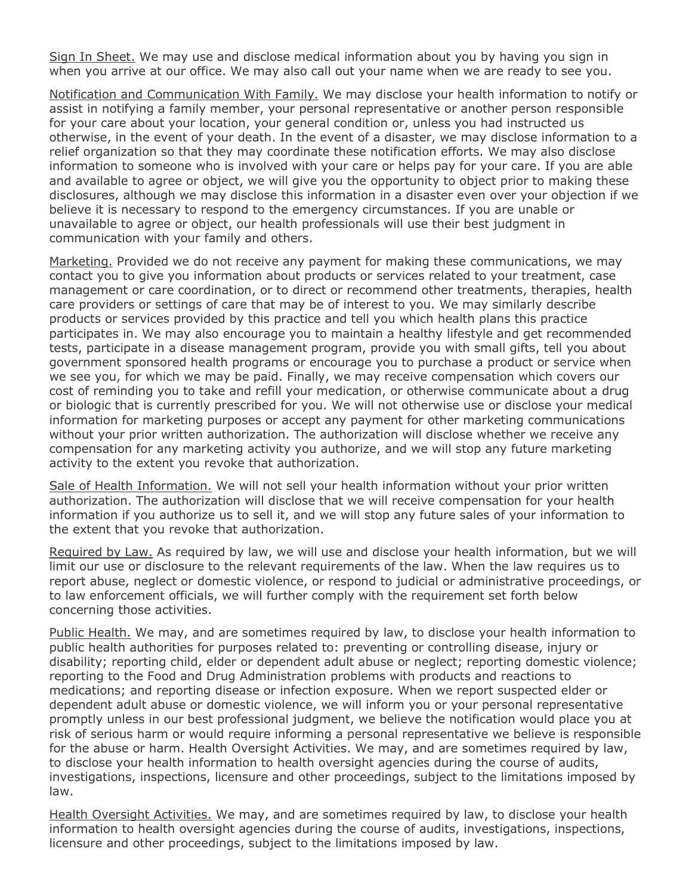Sign In Sheet. We may use and disclose medical information about you by having you sign in when you arrive at our office. We may also call out your name when we are ready to see you.

Notification and Communication With Family. We may disclose your health information to notify or assist in notifying a family member, your personal representative or another person responsible for your care about your location, your general condition or, unless you had instructed us otherwise, in the event of your death. In the event of a disaster, we may disclose information to a relief organization so that they may coordinate these notification efforts. We may also disclose information to someone who is involved with your care or helps pay for your care. If you are able and available to agree or object, we will give you the opportunity to object prior to making these disclosures, although we may disclose this information in a disaster even over your objection if we believe it is necessary to respond to the emergency circumstances. If you are unable or unavailable to agree or object, our health professionals will use their best judgment in communication with your family and others.

Marketing. Provided we do not receive any payment for making these communications, we may contact you to give you information about products or services related to your treatment, case management or care coordination, or to direct or recommend other treatments, therapies, health care providers or settings of care that may be of interest to you. We may similarly describe products or services provided by this practice and tell you which health plans this practice participates in. We may also encourage you to maintain a healthy lifestyle and get recommended tests, participate in a disease management program, provide you with small gifts, tell you about government sponsored health programs or encourage you to purchase a product or service when we see you, for which we may be paid. Finally, we may receive compensation which covers our cost of reminding you to take and refill your medication, or otherwise communicate about a drug or biologic that is currently prescribed for you. We will not otherwise use or disclose your medical information for marketing purposes or accept any payment for other marketing communications without your prior written authorization. The authorization will disclose whether we receive any compensation for any marketing activity you authorize, and we will stop any future marketing activity to the extent you revoke that authorization.

Sale of Health Information. We will not sell your health information without your prior written authorization. The authorization will disclose that we will receive compensation for your health information if you authorize us to sell it, and we will stop any future sales of your information to the extent that you revoke that authorization.

Required by Law. As required by law, we will use and disclose your health information, but we will limit our use or disclosure to the relevant requirements of the law. When the law requires us to report abuse, neglect or domestic violence, or respond to judicial or administrative proceedings, or to law enforcement officials, we will further comply with the requirement set forth below concerning those activities.

Public Health. We may, and are sometimes required by law, to disclose your health information to public health authorities for purposes related to: preventing or controlling disease, injury or disability; reporting child, elder or dependent adult abuse or neglect; reporting domestic violence; reporting to the Food and Drug Administration problems with products and reactions to medications; and reporting disease or infection exposure. When we report suspected elder or dependent adult abuse or domestic violence, we will inform you or your personal representative promptly unless in our best professional judgment, we believe the notification would place you at risk of serious harm or would require informing a personal representative we believe is responsible for the abuse or harm. Health Oversight Activities. We may, and are sometimes required by law, to disclose your health information to health oversight agencies during the course of audits, investigations, inspections, licensure and other proceedings, subject to the limitations imposed by law.

Health Oversight Activities. We may, and are sometimes required by law, to disclose your health information to health oversight agencies during the course of audits, investigations, inspections, licensure and other proceedings, subject to the limitations imposed by law.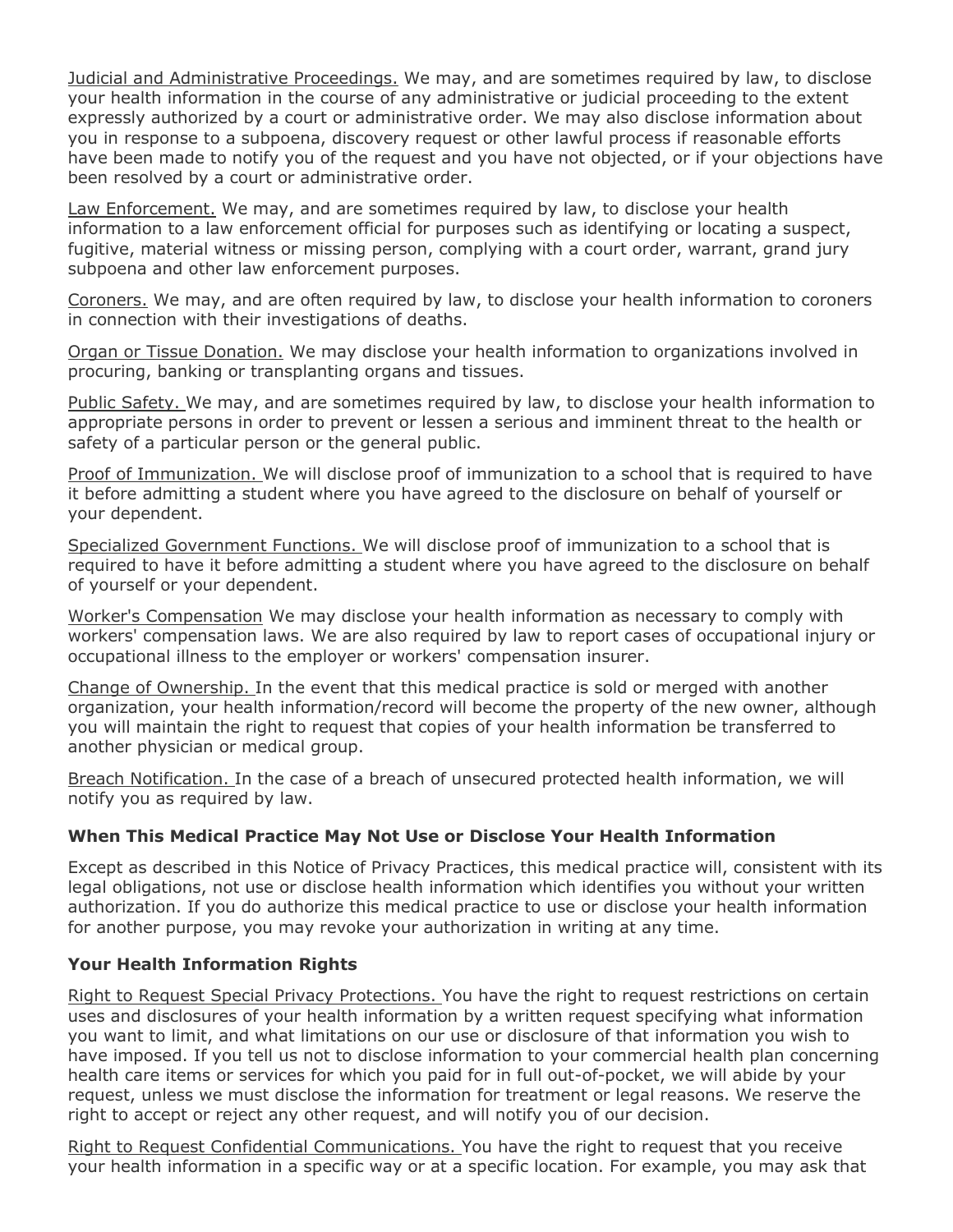Judicial and Administrative Proceedings. We may, and are sometimes required by law, to disclose your health information in the course of any administrative or judicial proceeding to the extent expressly authorized by a court or administrative order. We may also disclose information about you in response to a subpoena, discovery request or other lawful process if reasonable efforts have been made to notify you of the request and you have not objected, or if your objections have been resolved by a court or administrative order.

Law Enforcement. We may, and are sometimes required by law, to disclose your health information to a law enforcement official for purposes such as identifying or locating a suspect, fugitive, material witness or missing person, complying with a court order, warrant, grand jury subpoena and other law enforcement purposes.

Coroners. We may, and are often required by law, to disclose your health information to coroners in connection with their investigations of deaths.

Organ or Tissue Donation. We may disclose your health information to organizations involved in procuring, banking or transplanting organs and tissues.

Public Safety. We may, and are sometimes required by law, to disclose your health information to appropriate persons in order to prevent or lessen a serious and imminent threat to the health or safety of a particular person or the general public.

Proof of Immunization. We will disclose proof of immunization to a school that is required to have it before admitting a student where you have agreed to the disclosure on behalf of yourself or your dependent.

Specialized Government Functions. We will disclose proof of immunization to a school that is required to have it before admitting a student where you have agreed to the disclosure on behalf of yourself or your dependent.

Worker's Compensation We may disclose your health information as necessary to comply with workers' compensation laws. We are also required by law to report cases of occupational injury or occupational illness to the employer or workers' compensation insurer.

Change of Ownership. In the event that this medical practice is sold or merged with another organization, your health information/record will become the property of the new owner, although you will maintain the right to request that copies of your health information be transferred to another physician or medical group.

Breach Notification. In the case of a breach of unsecured protected health information, we will notify you as required by law.

### When This Medical Practice May Not Use or Disclose Your Health Information

Except as described in this Notice of Privacy Practices, this medical practice will, consistent with its legal obligations, not use or disclose health information which identifies you without your written authorization. If you do authorize this medical practice to use or disclose your health information for another purpose, you may revoke your authorization in writing at any time.

### Your Health Information Rights

Right to Request Special Privacy Protections. You have the right to request restrictions on certain uses and disclosures of your health information by a written request specifying what information you want to limit, and what limitations on our use or disclosure of that information you wish to have imposed. If you tell us not to disclose information to your commercial health plan concerning health care items or services for which you paid for in full out-of-pocket, we will abide by your request, unless we must disclose the information for treatment or legal reasons. We reserve the right to accept or reject any other request, and will notify you of our decision.

Right to Request Confidential Communications. You have the right to request that you receive your health information in a specific way or at a specific location. For example, you may ask that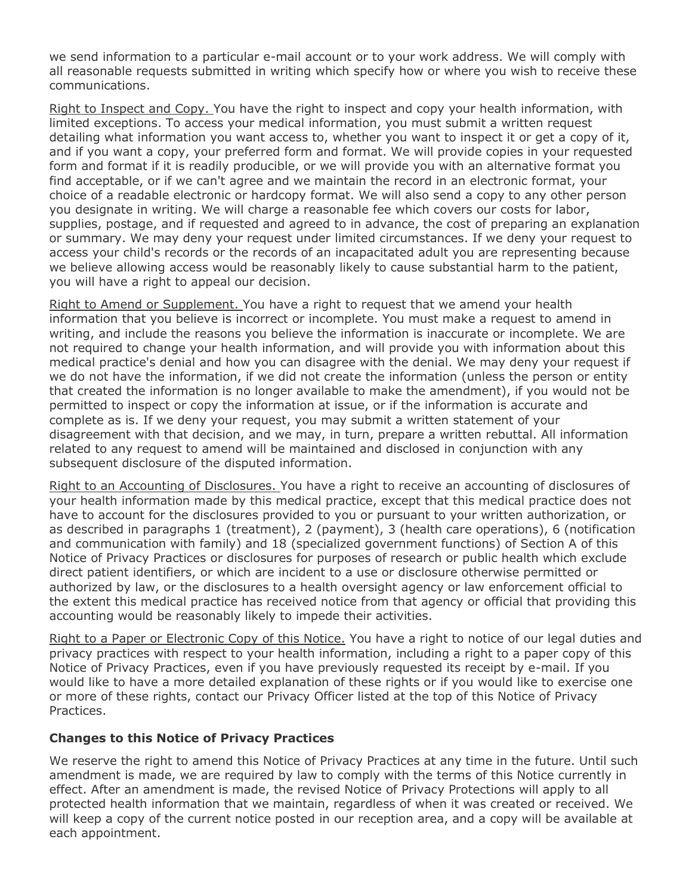we send information to a particular e-mail account or to your work address. We will comply with all reasonable requests submitted in writing which specify how or where you wish to receive these communications.

Right to Inspect and Copy. You have the right to inspect and copy your health information, with limited exceptions. To access your medical information, you must submit a written request detailing what information you want access to, whether you want to inspect it or get a copy of it, and if you want a copy, your preferred form and format. We will provide copies in your requested form and format if it is readily producible, or we will provide you with an alternative format you find acceptable, or if we can't agree and we maintain the record in an electronic format, your choice of a readable electronic or hardcopy format. We will also send a copy to any other person you designate in writing. We will charge a reasonable fee which covers our costs for labor, supplies, postage, and if requested and agreed to in advance, the cost of preparing an explanation or summary. We may deny your request under limited circumstances. If we deny your request to access your child's records or the records of an incapacitated adult you are representing because we believe allowing access would be reasonably likely to cause substantial harm to the patient, you will have a right to appeal our decision.

Right to Amend or Supplement. You have a right to request that we amend your health information that you believe is incorrect or incomplete. You must make a request to amend in writing, and include the reasons you believe the information is inaccurate or incomplete. We are not required to change your health information, and will provide you with information about this medical practice's denial and how you can disagree with the denial. We may deny your request if we do not have the information, if we did not create the information (unless the person or entity that created the information is no longer available to make the amendment), if you would not be permitted to inspect or copy the information at issue, or if the information is accurate and complete as is. If we deny your request, you may submit a written statement of your disagreement with that decision, and we may, in turn, prepare a written rebuttal. All information related to any request to amend will be maintained and disclosed in conjunction with any subsequent disclosure of the disputed information.

Right to an Accounting of Disclosures. You have a right to receive an accounting of disclosures of your health information made by this medical practice, except that this medical practice does not have to account for the disclosures provided to you or pursuant to your written authorization, or as described in paragraphs 1 (treatment), 2 (payment), 3 (health care operations), 6 (notification and communication with family) and 18 (specialized government functions) of Section A of this Notice of Privacy Practices or disclosures for purposes of research or public health which exclude direct patient identifiers, or which are incident to a use or disclosure otherwise permitted or authorized by law, or the disclosures to a health oversight agency or law enforcement official to the extent this medical practice has received notice from that agency or official that providing this accounting would be reasonably likely to impede their activities.

Right to a Paper or Electronic Copy of this Notice. You have a right to notice of our legal duties and privacy practices with respect to your health information, including a right to a paper copy of this Notice of Privacy Practices, even if you have previously requested its receipt by e-mail. If you would like to have a more detailed explanation of these rights or if you would like to exercise one or more of these rights, contact our Privacy Officer listed at the top of this Notice of Privacy Practices.

### Changes to this Notice of Privacy Practices

We reserve the right to amend this Notice of Privacy Practices at any time in the future. Until such amendment is made, we are required by law to comply with the terms of this Notice currently in effect. After an amendment is made, the revised Notice of Privacy Protections will apply to all protected health information that we maintain, regardless of when it was created or received. We will keep a copy of the current notice posted in our reception area, and a copy will be available at each appointment.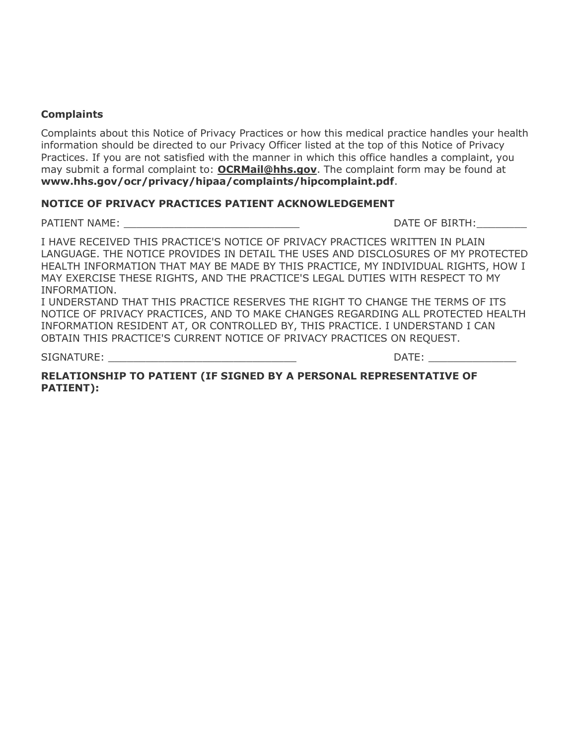**Complaints**

Complaints about this Notice of Privacy Practices or how this medical practice handles your health information should be directed to our Privacy Officer listed at the top of this Notice of Privacy Practices. If you are not satisfied with the manner in which this office handles a complaint, you may submit a formal complaint to: **OCRMail@hhs.gov**. The complaint form may be found at **www.hhs.gov/ocr/privacy/hipaa/complaints/hipcomplaint.pdf**.

**NOTICE OF PRIVACY PRACTICES PATIENT ACKNOWLEDGEMENT**

PATIENT NAME: _____________________________ DATE OF BIRTH:________

I HAVE RECEIVED THIS PRACTICE'S NOTICE OF PRIVACY PRACTICES WRITTEN IN PLAIN LANGUAGE. THE NOTICE PROVIDES IN DETAIL THE USES AND DISCLOSURES OF MY PROTECTED HEALTH INFORMATION THAT MAY BE MADE BY THIS PRACTICE, MY INDIVIDUAL RIGHTS, HOW I MAY EXERCISE THESE RIGHTS, AND THE PRACTICE'S LEGAL DUTIES WITH RESPECT TO MY INFORMATION.
I UNDERSTAND THAT THIS PRACTICE RESERVES THE RIGHT TO CHANGE THE TERMS OF ITS NOTICE OF PRIVACY PRACTICES, AND TO MAKE CHANGES REGARDING ALL PROTECTED HEALTH INFORMATION RESIDENT AT, OR CONTROLLED BY, THIS PRACTICE. I UNDERSTAND I CAN OBTAIN THIS PRACTICE'S CURRENT NOTICE OF PRIVACY PRACTICES ON REQUEST.

SIGNATURE: ______________________________ DATE: ______________

**RELATIONSHIP TO PATIENT (IF SIGNED BY A PERSONAL REPRESENTATIVE OF PATIENT):**